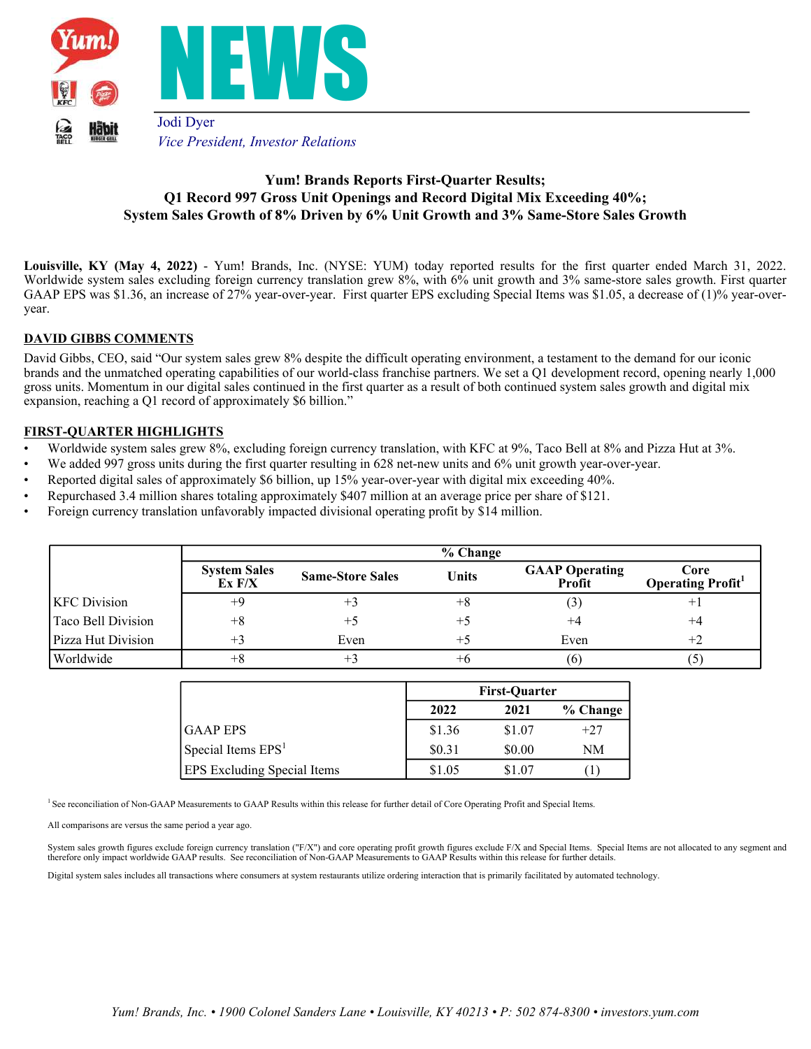# NEWS

Jodi Dyer
*Vice President, Investor Relations*

## Yum! Brands Reports First-Quarter Results; Q1 Record 997 Gross Unit Openings and Record Digital Mix Exceeding 40%; System Sales Growth of 8% Driven by 6% Unit Growth and 3% Same-Store Sales Growth

**Louisville, KY (May 4, 2022)** - Yum! Brands, Inc. (NYSE: YUM) today reported results for the first quarter ended March 31, 2022. Worldwide system sales excluding foreign currency translation grew 8%, with 6% unit growth and 3% same-store sales growth. First quarter GAAP EPS was $1.36, an increase of 27% year-over-year. First quarter EPS excluding Special Items was $1.05, a decrease of (1)% year-over-year.

### DAVID GIBBS COMMENTS

David Gibbs, CEO, said "Our system sales grew 8% despite the difficult operating environment, a testament to the demand for our iconic brands and the unmatched operating capabilities of our world-class franchise partners. We set a Q1 development record, opening nearly 1,000 gross units. Momentum in our digital sales continued in the first quarter as a result of both continued system sales growth and digital mix expansion, reaching a Q1 record of approximately $6 billion."

### FIRST-QUARTER HIGHLIGHTS

- Worldwide system sales grew 8%, excluding foreign currency translation, with KFC at 9%, Taco Bell at 8% and Pizza Hut at 3%.
- We added 997 gross units during the first quarter resulting in 628 net-new units and 6% unit growth year-over-year.
- Reported digital sales of approximately $6 billion, up 15% year-over-year with digital mix exceeding 40%.
- Repurchased 3.4 million shares totaling approximately $407 million at an average price per share of $121.
- Foreign currency translation unfavorably impacted divisional operating profit by $14 million.

| | % Change | | | | |
|---|---|---|---|---|---|
| | System Sales Ex F/X | Same-Store Sales | Units | GAAP Operating Profit | Core Operating Profit[1] |
| KFC Division | +9 | +3 | +8 | (3) | +1 |
| Taco Bell Division | +8 | +5 | +5 | +4 | +4 |
| Pizza Hut Division | +3 | Even | +5 | Even | +2 |
| Worldwide | +8 | +3 | +6 | (6) | (5) |

| | First-Quarter | | |
|---|---|---|---|
| | 2022 | 2021 | % Change |
| GAAP EPS | $1.36 | $1.07 | +27 |
| Special Items EPS[1] | $0.31 | $0.00 | NM |
| EPS Excluding Special Items | $1.05 | $1.07 | (1) |

[1] See reconciliation of Non-GAAP Measurements to GAAP Results within this release for further detail of Core Operating Profit and Special Items.

All comparisons are versus the same period a year ago.

System sales growth figures exclude foreign currency translation ("F/X") and core operating profit growth figures exclude F/X and Special Items. Special Items are not allocated to any segment and therefore only impact worldwide GAAP results. See reconciliation of Non-GAAP Measurements to GAAP Results within this release for further details.

Digital system sales includes all transactions where consumers at system restaurants utilize ordering interaction that is primarily facilitated by automated technology.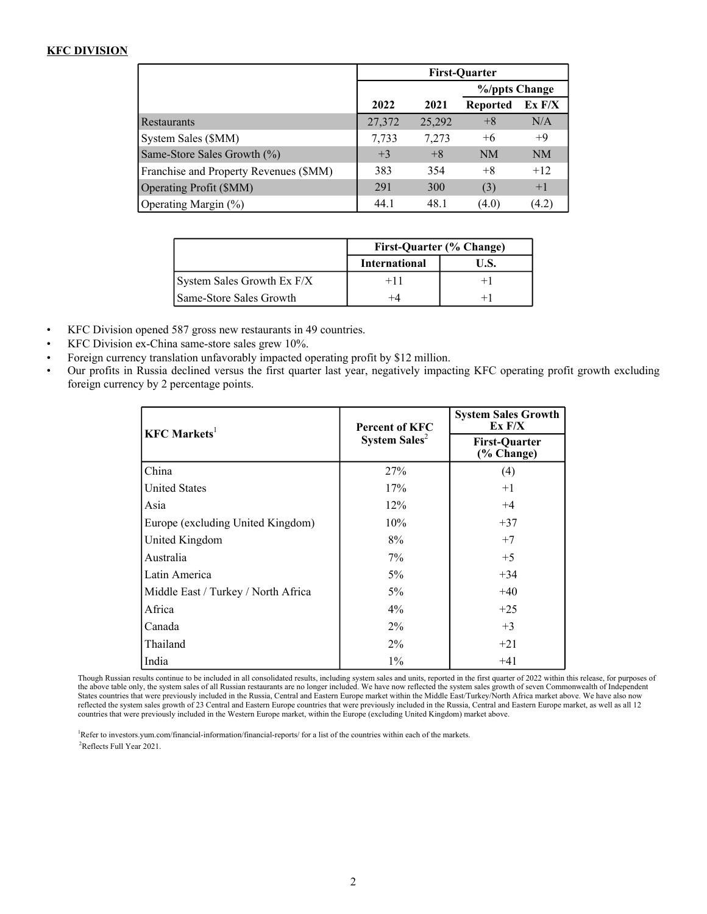## KFC DIVISION

| | First-Quarter | | | |
|---|---|---|---|---|
| | | | %/ppts Change | |
| | 2022 | 2021 | Reported | Ex F/X |
| Restaurants | 27,372 | 25,292 | +8 | N/A |
| System Sales ($MM) | 7,733 | 7,273 | +6 | +9 |
| Same-Store Sales Growth (%) | +3 | +8 | NM | NM |
| Franchise and Property Revenues ($MM) | 383 | 354 | +8 | +12 |
| Operating Profit ($MM) | 291 | 300 | (3) | +1 |
| Operating Margin (%) | 44.1 | 48.1 | (4.0) | (4.2) |

| | First-Quarter (% Change) | |
|---|---|---|
| | International | U.S. |
| System Sales Growth Ex F/X | +11 | +1 |
| Same-Store Sales Growth | +4 | +1 |

- KFC Division opened 587 gross new restaurants in 49 countries.
- KFC Division ex-China same-store sales grew 10%.
- Foreign currency translation unfavorably impacted operating profit by $12 million.
- Our profits in Russia declined versus the first quarter last year, negatively impacting KFC operating profit growth excluding foreign currency by 2 percentage points.

| KFC Markets[1] | Percent of KFC System Sales[2] | System Sales Growth Ex F/X First-Quarter (% Change) |
|---|---|---|
| China | 27% | (4) |
| United States | 17% | +1 |
| Asia | 12% | +4 |
| Europe (excluding United Kingdom) | 10% | +37 |
| United Kingdom | 8% | +7 |
| Australia | 7% | +5 |
| Latin America | 5% | +34 |
| Middle East / Turkey / North Africa | 5% | +40 |
| Africa | 4% | +25 |
| Canada | 2% | +3 |
| Thailand | 2% | +21 |
| India | 1% | +41 |

Though Russian results continue to be included in all consolidated results, including system sales and units, reported in the first quarter of 2022 within this release, for purposes of the above table only, the system sales of all Russian restaurants are no longer included. We have now reflected the system sales growth of seven Commonwealth of Independent States countries that were previously included in the Russia, Central and Eastern Europe market within the Middle East/Turkey/North Africa market above. We have also now reflected the system sales growth of 23 Central and Eastern Europe countries that were previously included in the Russia, Central and Eastern Europe market, as well as all 12 countries that were previously included in the Western Europe market, within the Europe (excluding United Kingdom) market above.

[1]Refer to investors.yum.com/financial-information/financial-reports/ for a list of the countries within each of the markets.

[2]Reflects Full Year 2021.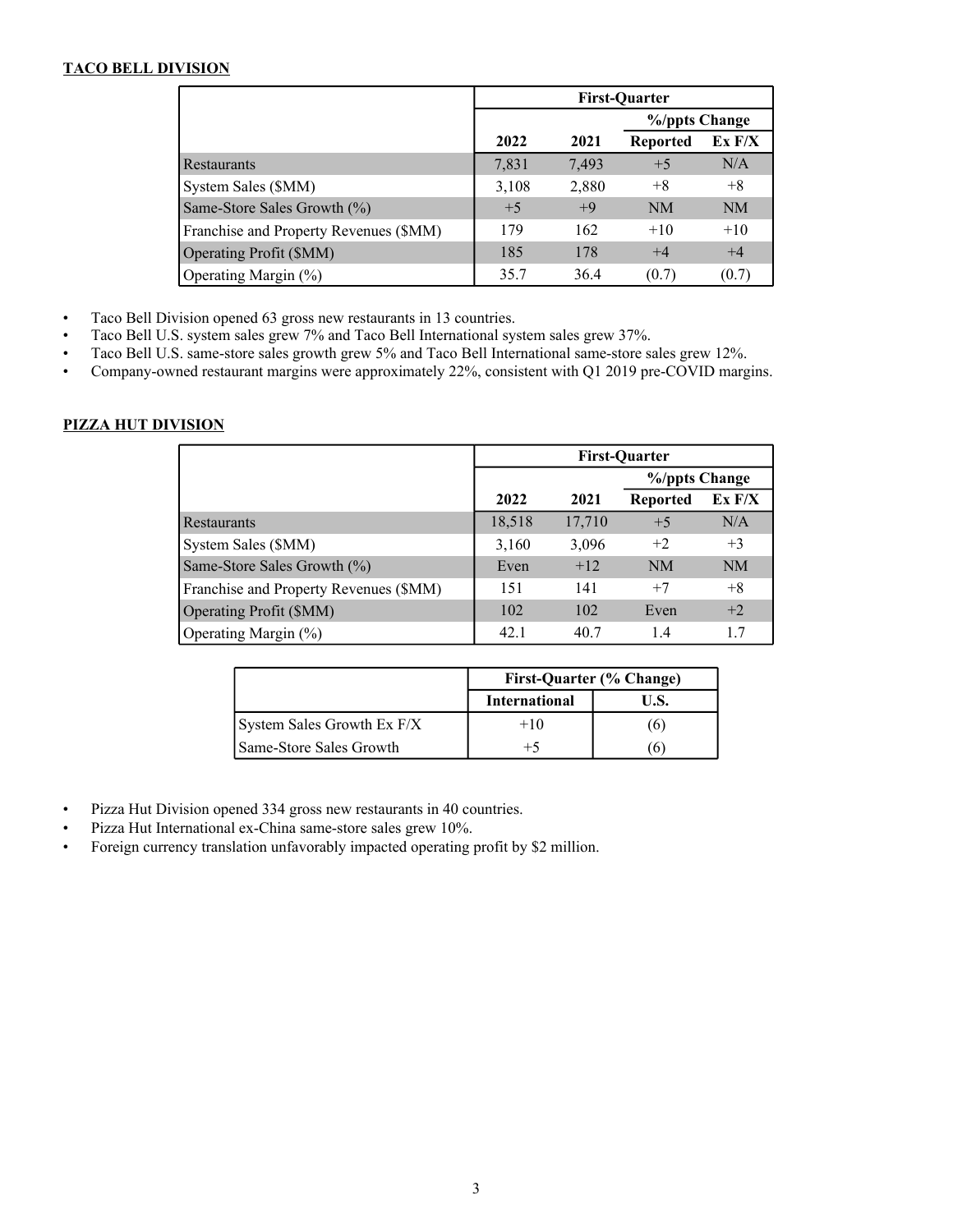**TACO BELL DIVISION**

| | First-Quarter | | | |
|---|---|---|---|---|
| | | | %/ppts Change | |
| | 2022 | 2021 | Reported | Ex F/X |
| Restaurants | 7,831 | 7,493 | +5 | N/A |
| System Sales ($MM) | 3,108 | 2,880 | +8 | +8 |
| Same-Store Sales Growth (%) | +5 | +9 | NM | NM |
| Franchise and Property Revenues ($MM) | 179 | 162 | +10 | +10 |
| Operating Profit ($MM) | 185 | 178 | +4 | +4 |
| Operating Margin (%) | 35.7 | 36.4 | (0.7) | (0.7) |

- Taco Bell Division opened 63 gross new restaurants in 13 countries.
- Taco Bell U.S. system sales grew 7% and Taco Bell International system sales grew 37%.
- Taco Bell U.S. same-store sales growth grew 5% and Taco Bell International same-store sales grew 12%.
- Company-owned restaurant margins were approximately 22%, consistent with Q1 2019 pre-COVID margins.

**PIZZA HUT DIVISION**

| | First-Quarter | | | |
|---|---|---|---|---|
| | | | %/ppts Change | |
| | 2022 | 2021 | Reported | Ex F/X |
| Restaurants | 18,518 | 17,710 | +5 | N/A |
| System Sales ($MM) | 3,160 | 3,096 | +2 | +3 |
| Same-Store Sales Growth (%) | Even | +12 | NM | NM |
| Franchise and Property Revenues ($MM) | 151 | 141 | +7 | +8 |
| Operating Profit ($MM) | 102 | 102 | Even | +2 |
| Operating Margin (%) | 42.1 | 40.7 | 1.4 | 1.7 |

| | First-Quarter (% Change) | |
|---|---|---|
| | International | U.S. |
| System Sales Growth Ex F/X | +10 | (6) |
| Same-Store Sales Growth | +5 | (6) |

- Pizza Hut Division opened 334 gross new restaurants in 40 countries.
- Pizza Hut International ex-China same-store sales grew 10%.
- Foreign currency translation unfavorably impacted operating profit by $2 million.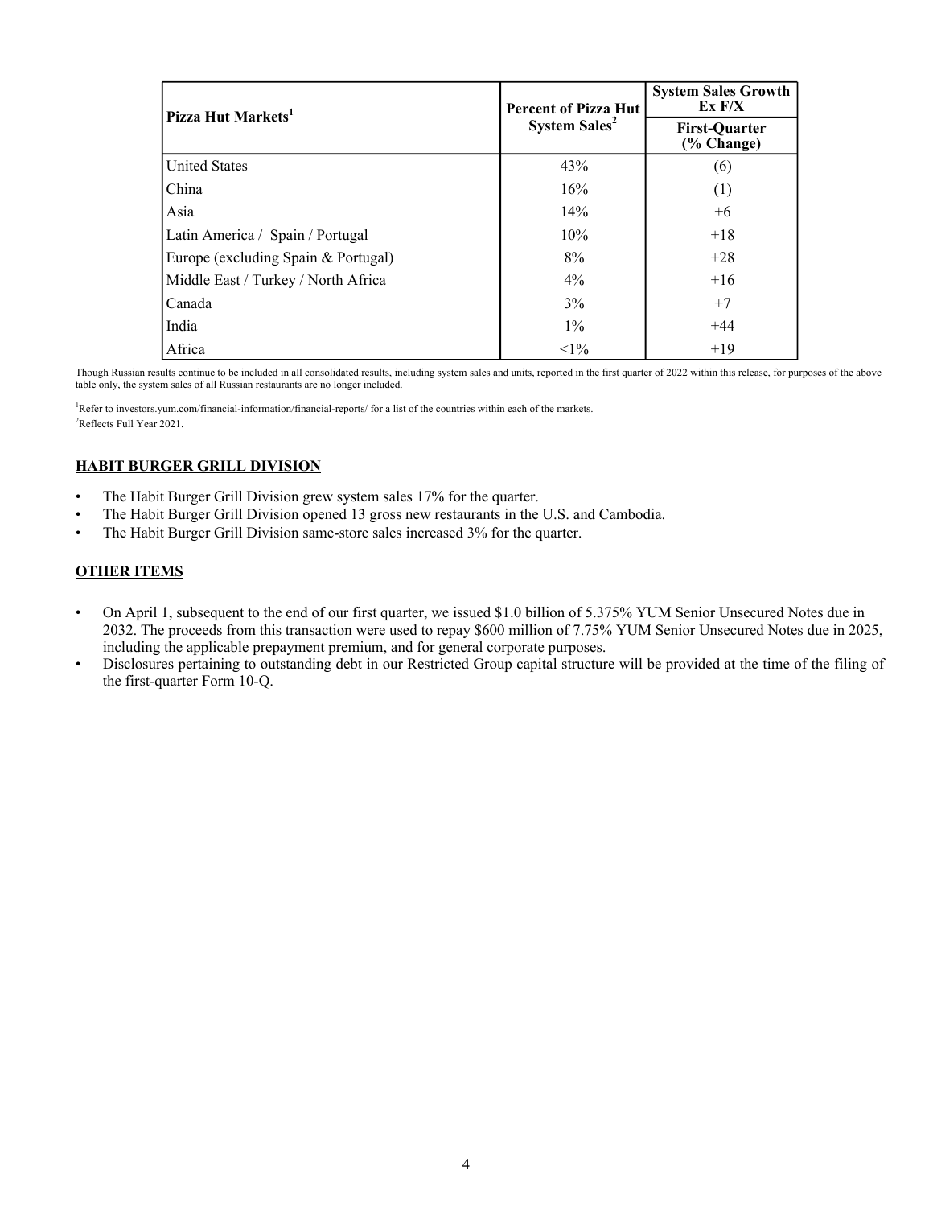| Pizza Hut Markets[1] | Percent of Pizza Hut System Sales[2] | System Sales Growth Ex F/X |
|---|---|---|
| | | First-Quarter (% Change) |
| United States | 43% | (6) |
| China | 16% | (1) |
| Asia | 14% | +6 |
| Latin America / Spain / Portugal | 10% | +18 |
| Europe (excluding Spain & Portugal) | 8% | +28 |
| Middle East / Turkey / North Africa | 4% | +16 |
| Canada | 3% | +7 |
| India | 1% | +44 |
| Africa | <1% | +19 |

Though Russian results continue to be included in all consolidated results, including system sales and units, reported in the first quarter of 2022 within this release, for purposes of the above table only, the system sales of all Russian restaurants are no longer included.

[1]Refer to investors.yum.com/financial-information/financial-reports/ for a list of the countries within each of the markets.
[2]Reflects Full Year 2021.

## HABIT BURGER GRILL DIVISION

- The Habit Burger Grill Division grew system sales 17% for the quarter.
- The Habit Burger Grill Division opened 13 gross new restaurants in the U.S. and Cambodia.
- The Habit Burger Grill Division same-store sales increased 3% for the quarter.

## OTHER ITEMS

- On April 1, subsequent to the end of our first quarter, we issued $1.0 billion of 5.375% YUM Senior Unsecured Notes due in 2032. The proceeds from this transaction were used to repay $600 million of 7.75% YUM Senior Unsecured Notes due in 2025, including the applicable prepayment premium, and for general corporate purposes.
- Disclosures pertaining to outstanding debt in our Restricted Group capital structure will be provided at the time of the filing of the first-quarter Form 10-Q.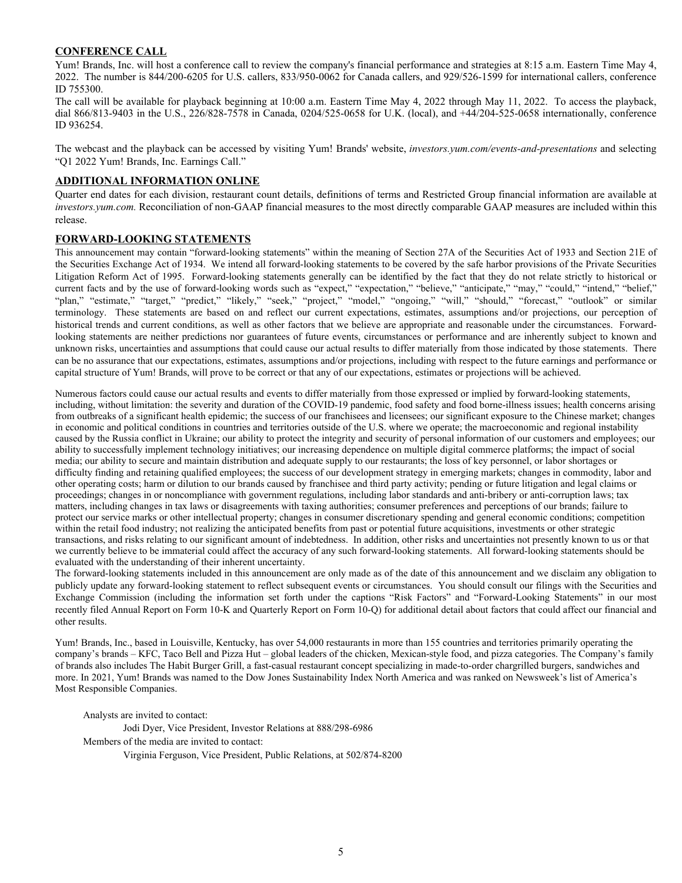## CONFERENCE CALL

Yum! Brands, Inc. will host a conference call to review the company's financial performance and strategies at 8:15 a.m. Eastern Time May 4, 2022. The number is 844/200-6205 for U.S. callers, 833/950-0062 for Canada callers, and 929/526-1599 for international callers, conference ID 755300.

The call will be available for playback beginning at 10:00 a.m. Eastern Time May 4, 2022 through May 11, 2022. To access the playback, dial 866/813-9403 in the U.S., 226/828-7578 in Canada, 0204/525-0658 for U.K. (local), and +44/204-525-0658 internationally, conference ID 936254.

The webcast and the playback can be accessed by visiting Yum! Brands' website, *investors.yum.com/events-and-presentations* and selecting "Q1 2022 Yum! Brands, Inc. Earnings Call."

## ADDITIONAL INFORMATION ONLINE

Quarter end dates for each division, restaurant count details, definitions of terms and Restricted Group financial information are available at *investors.yum.com.* Reconciliation of non-GAAP financial measures to the most directly comparable GAAP measures are included within this release.

## FORWARD-LOOKING STATEMENTS

This announcement may contain "forward-looking statements" within the meaning of Section 27A of the Securities Act of 1933 and Section 21E of the Securities Exchange Act of 1934. We intend all forward-looking statements to be covered by the safe harbor provisions of the Private Securities Litigation Reform Act of 1995. Forward-looking statements generally can be identified by the fact that they do not relate strictly to historical or current facts and by the use of forward-looking words such as "expect," "expectation," "believe," "anticipate," "may," "could," "intend," "belief," "plan," "estimate," "target," "predict," "likely," "seek," "project," "model," "ongoing," "will," "should," "forecast," "outlook" or similar terminology. These statements are based on and reflect our current expectations, estimates, assumptions and/or projections, our perception of historical trends and current conditions, as well as other factors that we believe are appropriate and reasonable under the circumstances. Forward-looking statements are neither predictions nor guarantees of future events, circumstances or performance and are inherently subject to known and unknown risks, uncertainties and assumptions that could cause our actual results to differ materially from those indicated by those statements. There can be no assurance that our expectations, estimates, assumptions and/or projections, including with respect to the future earnings and performance or capital structure of Yum! Brands, will prove to be correct or that any of our expectations, estimates or projections will be achieved.

Numerous factors could cause our actual results and events to differ materially from those expressed or implied by forward-looking statements, including, without limitation: the severity and duration of the COVID-19 pandemic, food safety and food borne-illness issues; health concerns arising from outbreaks of a significant health epidemic; the success of our franchisees and licensees; our significant exposure to the Chinese market; changes in economic and political conditions in countries and territories outside of the U.S. where we operate; the macroeconomic and regional instability caused by the Russia conflict in Ukraine; our ability to protect the integrity and security of personal information of our customers and employees; our ability to successfully implement technology initiatives; our increasing dependence on multiple digital commerce platforms; the impact of social media; our ability to secure and maintain distribution and adequate supply to our restaurants; the loss of key personnel, or labor shortages or difficulty finding and retaining qualified employees; the success of our development strategy in emerging markets; changes in commodity, labor and other operating costs; harm or dilution to our brands caused by franchisee and third party activity; pending or future litigation and legal claims or proceedings; changes in or noncompliance with government regulations, including labor standards and anti-bribery or anti-corruption laws; tax matters, including changes in tax laws or disagreements with taxing authorities; consumer preferences and perceptions of our brands; failure to protect our service marks or other intellectual property; changes in consumer discretionary spending and general economic conditions; competition within the retail food industry; not realizing the anticipated benefits from past or potential future acquisitions, investments or other strategic transactions, and risks relating to our significant amount of indebtedness. In addition, other risks and uncertainties not presently known to us or that we currently believe to be immaterial could affect the accuracy of any such forward-looking statements. All forward-looking statements should be evaluated with the understanding of their inherent uncertainty.

The forward-looking statements included in this announcement are only made as of the date of this announcement and we disclaim any obligation to publicly update any forward-looking statement to reflect subsequent events or circumstances. You should consult our filings with the Securities and Exchange Commission (including the information set forth under the captions "Risk Factors" and "Forward-Looking Statements" in our most recently filed Annual Report on Form 10-K and Quarterly Report on Form 10-Q) for additional detail about factors that could affect our financial and other results.

Yum! Brands, Inc., based in Louisville, Kentucky, has over 54,000 restaurants in more than 155 countries and territories primarily operating the company's brands – KFC, Taco Bell and Pizza Hut – global leaders of the chicken, Mexican-style food, and pizza categories. The Company's family of brands also includes The Habit Burger Grill, a fast-casual restaurant concept specializing in made-to-order chargrilled burgers, sandwiches and more. In 2021, Yum! Brands was named to the Dow Jones Sustainability Index North America and was ranked on Newsweek's list of America's Most Responsible Companies.

Analysts are invited to contact:

Jodi Dyer, Vice President, Investor Relations at 888/298-6986

Members of the media are invited to contact:

Virginia Ferguson, Vice President, Public Relations, at 502/874-8200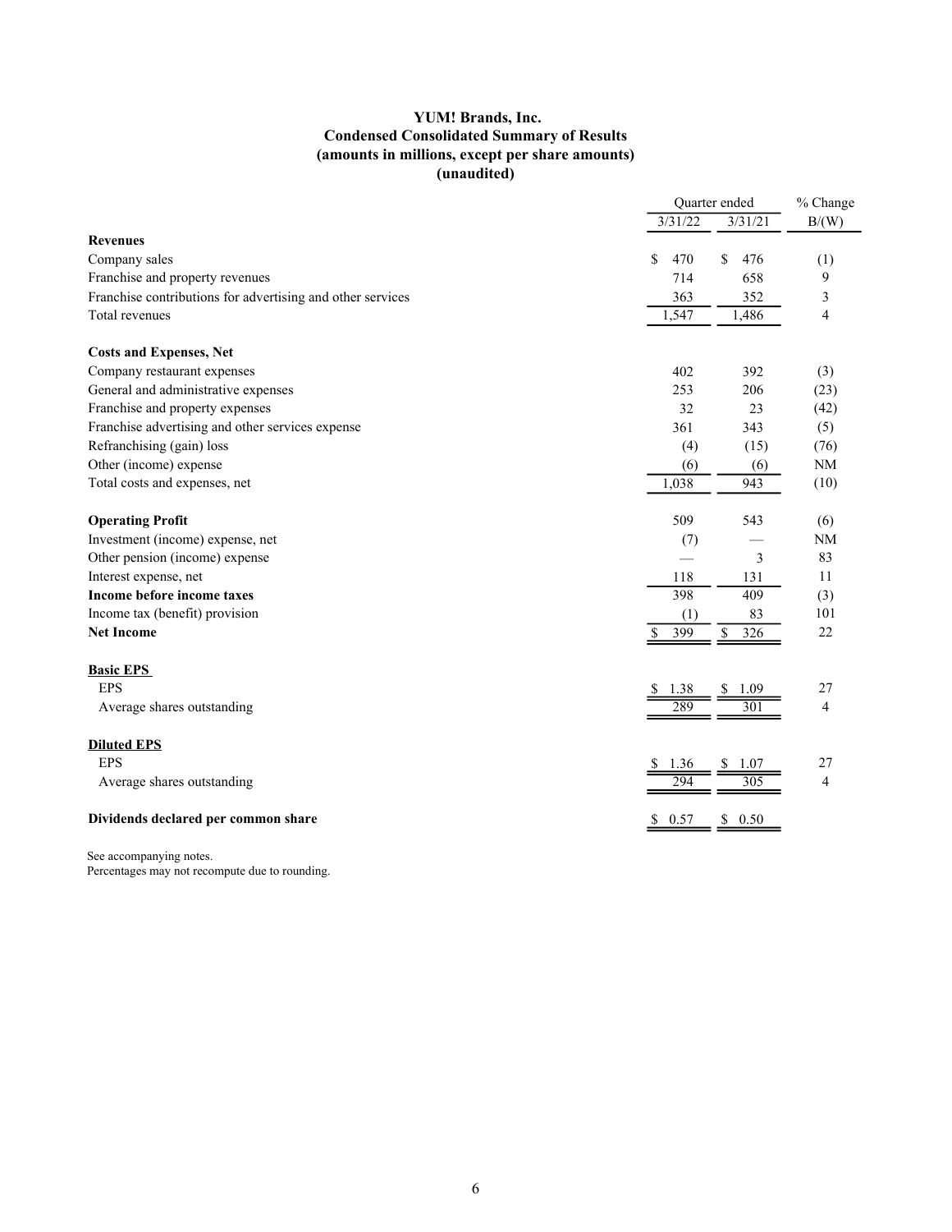# YUM! Brands, Inc.
## Condensed Consolidated Summary of Results
### (amounts in millions, except per share amounts)
### (unaudited)

| | Quarter ended | | % Change |
|---|---|---|---|
| | 3/31/22 | 3/31/21 | B/(W) |
| **Revenues** | | | |
| Company sales | $ 470 | $ 476 | (1) |
| Franchise and property revenues | 714 | 658 | 9 |
| Franchise contributions for advertising and other services | 363 | 352 | 3 |
| Total revenues | 1,547 | 1,486 | 4 |
| | | | |
| **Costs and Expenses, Net** | | | |
| Company restaurant expenses | 402 | 392 | (3) |
| General and administrative expenses | 253 | 206 | (23) |
| Franchise and property expenses | 32 | 23 | (42) |
| Franchise advertising and other services expense | 361 | 343 | (5) |
| Refranchising (gain) loss | (4) | (15) | (76) |
| Other (income) expense | (6) | (6) | NM |
| Total costs and expenses, net | 1,038 | 943 | (10) |
| | | | |
| **Operating Profit** | 509 | 543 | (6) |
| Investment (income) expense, net | (7) | — | NM |
| Other pension (income) expense | — | 3 | 83 |
| Interest expense, net | 118 | 131 | 11 |
| **Income before income taxes** | 398 | 409 | (3) |
| Income tax (benefit) provision | (1) | 83 | 101 |
| **Net Income** | $ 399 | $ 326 | 22 |
| | | | |
| **Basic EPS** | | | |
| EPS | $ 1.38 | $ 1.09 | 27 |
| Average shares outstanding | 289 | 301 | 4 |
| | | | |
| **Diluted EPS** | | | |
| EPS | $ 1.36 | $ 1.07 | 27 |
| Average shares outstanding | 294 | 305 | 4 |
| | | | |
| **Dividends declared per common share** | $ 0.57 | $ 0.50 | |

See accompanying notes.
Percentages may not recompute due to rounding.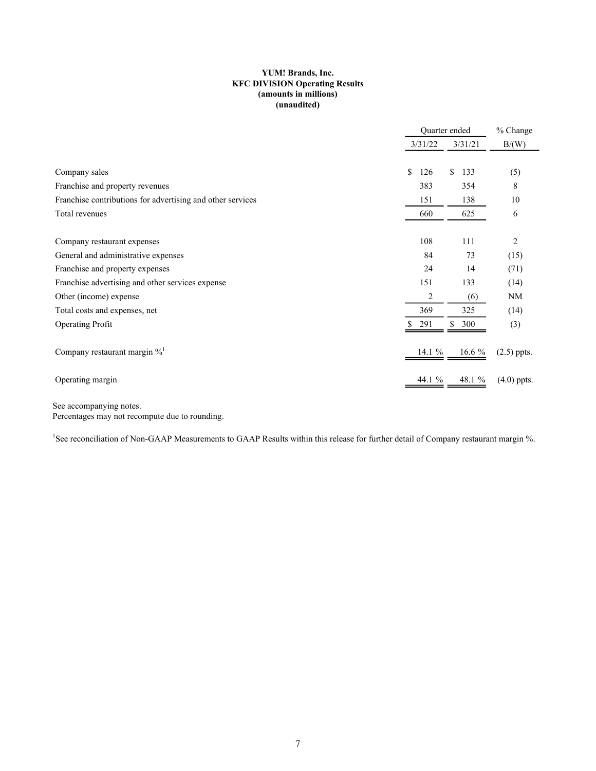**YUM! Brands, Inc.**
**KFC DIVISION Operating Results**
**(amounts in millions)**
**(unaudited)**

| | Quarter ended | | % Change |
|---|---|---|---|
| | 3/31/22 | 3/31/21 | B/(W) |
| Company sales | $ 126 | $ 133 | (5) |
| Franchise and property revenues | 383 | 354 | 8 |
| Franchise contributions for advertising and other services | 151 | 138 | 10 |
| Total revenues | 660 | 625 | 6 |
| | | | |
| Company restaurant expenses | 108 | 111 | 2 |
| General and administrative expenses | 84 | 73 | (15) |
| Franchise and property expenses | 24 | 14 | (71) |
| Franchise advertising and other services expense | 151 | 133 | (14) |
| Other (income) expense | 2 | (6) | NM |
| Total costs and expenses, net | 369 | 325 | (14) |
| Operating Profit | $ 291 | $ 300 | (3) |
| | | | |
| Company restaurant margin %[1] | 14.1 % | 16.6 % | (2.5) ppts. |
| | | | |
| Operating margin | 44.1 % | 48.1 % | (4.0) ppts. |

See accompanying notes.
Percentages may not recompute due to rounding.

[1]See reconciliation of Non-GAAP Measurements to GAAP Results within this release for further detail of Company restaurant margin %.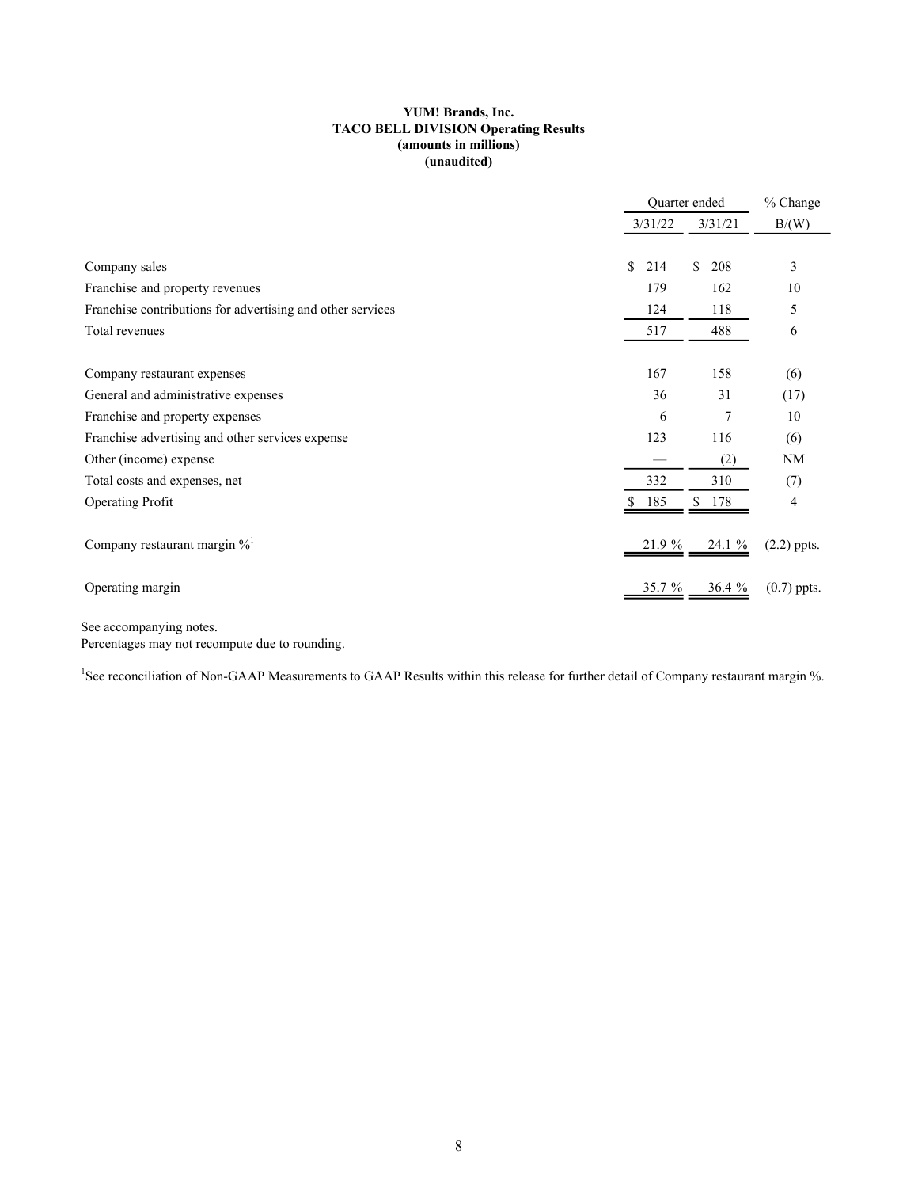**YUM! Brands, Inc.**
**TACO BELL DIVISION Operating Results**
**(amounts in millions)**
**(unaudited)**

| | Quarter ended | | % Change |
|---|---|---|---|
| | 3/31/22 | 3/31/21 | B/(W) |
| Company sales | $ 214 | $ 208 | 3 |
| Franchise and property revenues | 179 | 162 | 10 |
| Franchise contributions for advertising and other services | 124 | 118 | 5 |
| Total revenues | 517 | 488 | 6 |
| | | | |
| Company restaurant expenses | 167 | 158 | (6) |
| General and administrative expenses | 36 | 31 | (17) |
| Franchise and property expenses | 6 | 7 | 10 |
| Franchise advertising and other services expense | 123 | 116 | (6) |
| Other (income) expense | — | (2) | NM |
| Total costs and expenses, net | 332 | 310 | (7) |
| Operating Profit | $ 185 | $ 178 | 4 |
| | | | |
| Company restaurant margin %[1] | 21.9 % | 24.1 % | (2.2) ppts. |
| | | | |
| Operating margin | 35.7 % | 36.4 % | (0.7) ppts. |

See accompanying notes.
Percentages may not recompute due to rounding.

[1]See reconciliation of Non-GAAP Measurements to GAAP Results within this release for further detail of Company restaurant margin %.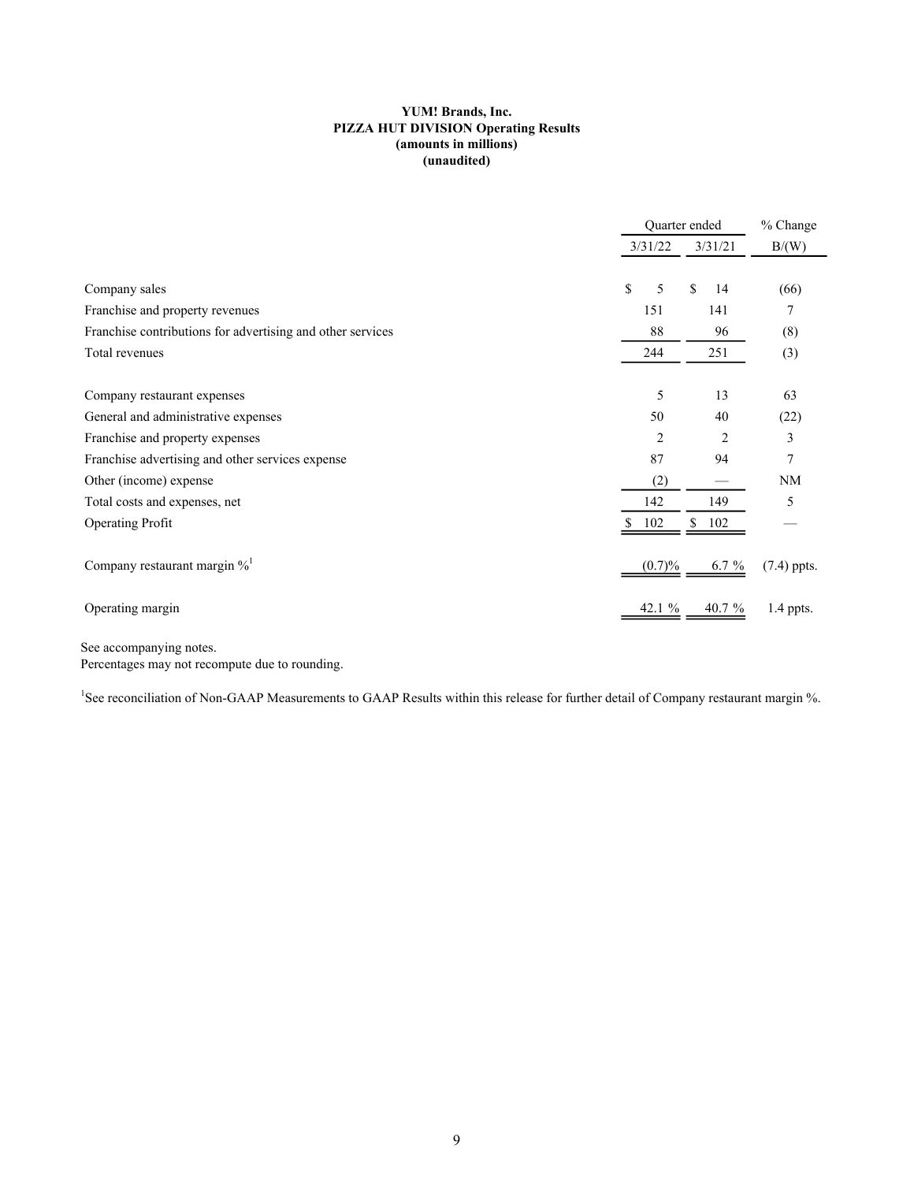**YUM! Brands, Inc.**
**PIZZA HUT DIVISION Operating Results**
**(amounts in millions)**
**(unaudited)**

| | Quarter ended | | % Change |
|---|---|---|---|
| | 3/31/22 | 3/31/21 | B/(W) |
| Company sales | $ 5 | $ 14 | (66) |
| Franchise and property revenues | 151 | 141 | 7 |
| Franchise contributions for advertising and other services | 88 | 96 | (8) |
| Total revenues | 244 | 251 | (3) |
| | | | |
| Company restaurant expenses | 5 | 13 | 63 |
| General and administrative expenses | 50 | 40 | (22) |
| Franchise and property expenses | 2 | 2 | 3 |
| Franchise advertising and other services expense | 87 | 94 | 7 |
| Other (income) expense | (2) | — | NM |
| Total costs and expenses, net | 142 | 149 | 5 |
| Operating Profit | $ 102 | $ 102 | — |
| | | | |
| Company restaurant margin %[1] | (0.7)% | 6.7 % | (7.4) ppts. |
| | | | |
| Operating margin | 42.1 % | 40.7 % | 1.4 ppts. |

See accompanying notes.
Percentages may not recompute due to rounding.

[1]See reconciliation of Non-GAAP Measurements to GAAP Results within this release for further detail of Company restaurant margin %.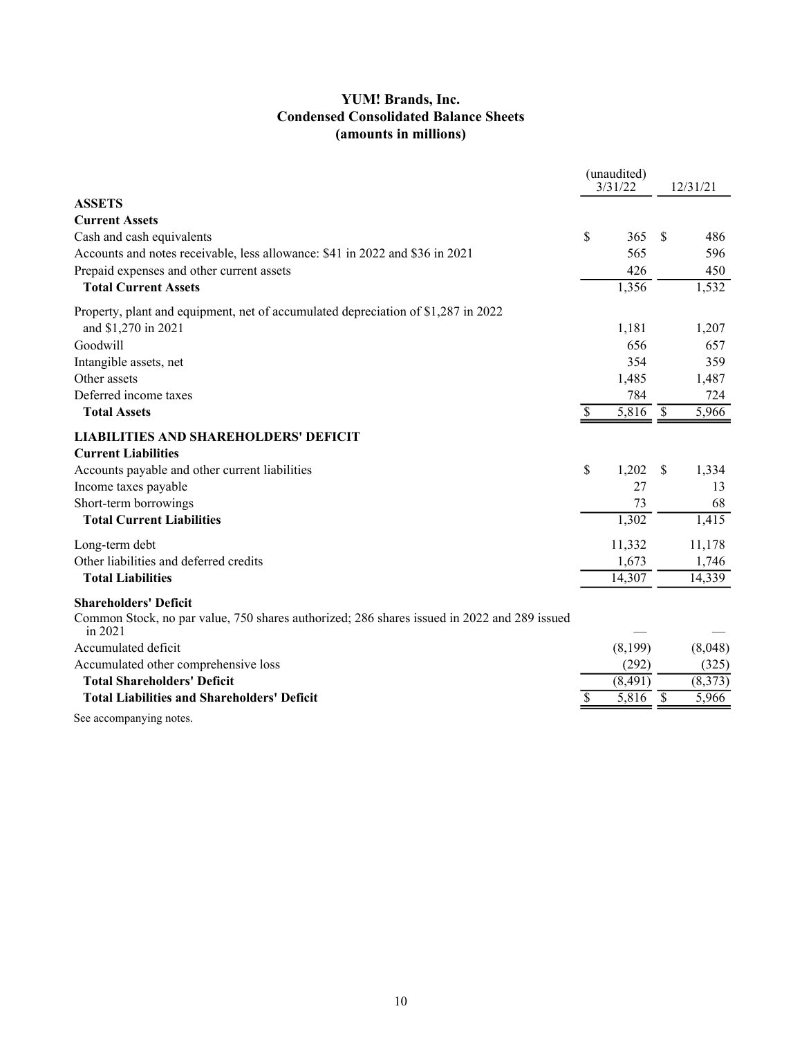# YUM! Brands, Inc.
## Condensed Consolidated Balance Sheets
### (amounts in millions)

| | (unaudited) 3/31/22 | 12/31/21 |
|---|---|---|
| **ASSETS** | | |
| **Current Assets** | | |
| Cash and cash equivalents | $ 365 | $ 486 |
| Accounts and notes receivable, less allowance: $41 in 2022 and $36 in 2021 | 565 | 596 |
| Prepaid expenses and other current assets | 426 | 450 |
| **Total Current Assets** | 1,356 | 1,532 |
| Property, plant and equipment, net of accumulated depreciation of $1,287 in 2022 and $1,270 in 2021 | 1,181 | 1,207 |
| Goodwill | 656 | 657 |
| Intangible assets, net | 354 | 359 |
| Other assets | 1,485 | 1,487 |
| Deferred income taxes | 784 | 724 |
| **Total Assets** | $ 5,816 | $ 5,966 |
| **LIABILITIES AND SHAREHOLDERS' DEFICIT** | | |
| **Current Liabilities** | | |
| Accounts payable and other current liabilities | $ 1,202 | $ 1,334 |
| Income taxes payable | 27 | 13 |
| Short-term borrowings | 73 | 68 |
| **Total Current Liabilities** | 1,302 | 1,415 |
| Long-term debt | 11,332 | 11,178 |
| Other liabilities and deferred credits | 1,673 | 1,746 |
| **Total Liabilities** | 14,307 | 14,339 |
| **Shareholders' Deficit** | | |
| Common Stock, no par value, 750 shares authorized; 286 shares issued in 2022 and 289 issued in 2021 | — | — |
| Accumulated deficit | (8,199) | (8,048) |
| Accumulated other comprehensive loss | (292) | (325) |
| **Total Shareholders' Deficit** | (8,491) | (8,373) |
| **Total Liabilities and Shareholders' Deficit** | $ 5,816 | $ 5,966 |

See accompanying notes.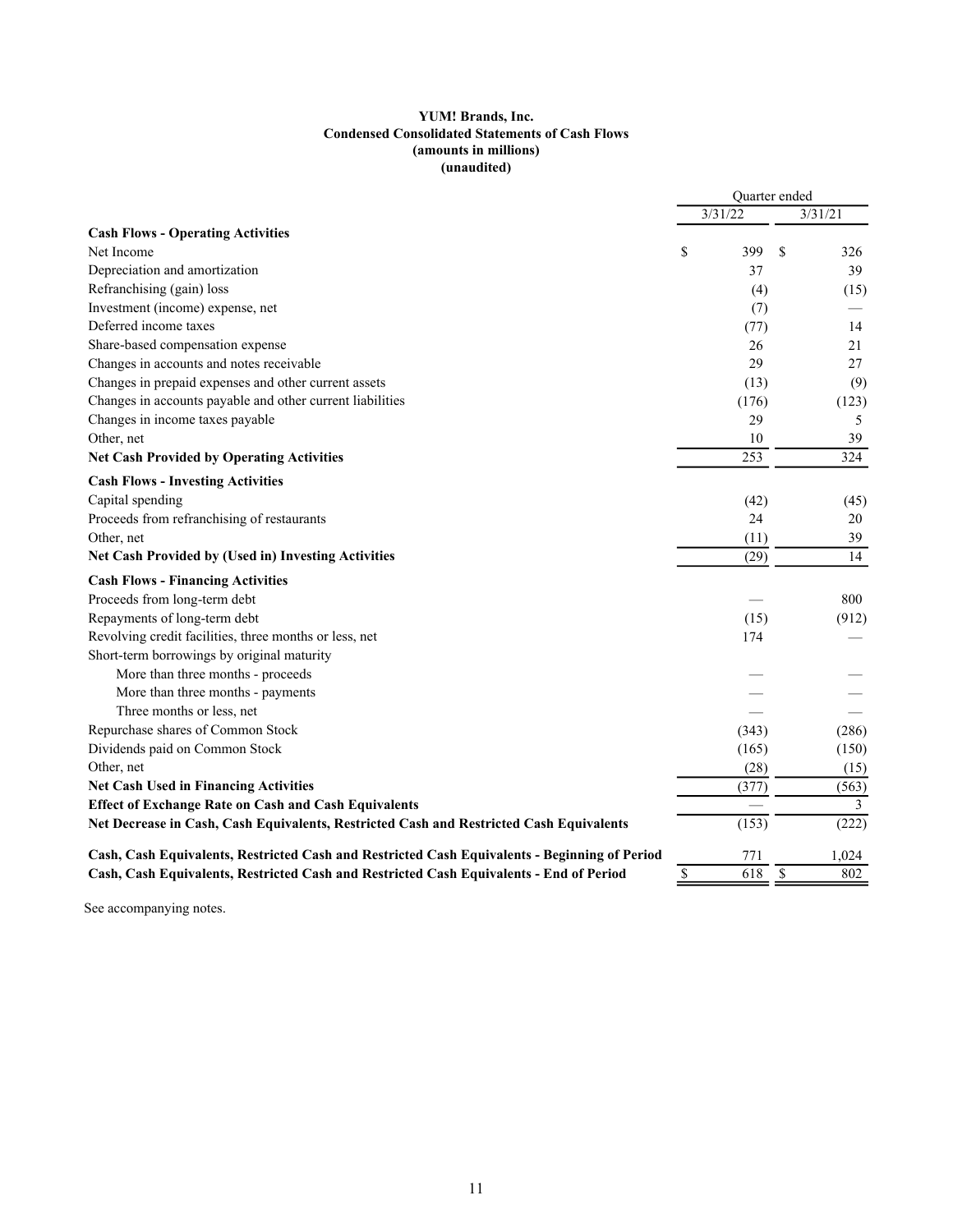**YUM! Brands, Inc.**
**Condensed Consolidated Statements of Cash Flows**
**(amounts in millions)**
**(unaudited)**

| | Quarter ended | |
|---|---|---|
| | 3/31/22 | 3/31/21 |
| **Cash Flows - Operating Activities** | | |
| Net Income | $ 399 | $ 326 |
| Depreciation and amortization | 37 | 39 |
| Refranchising (gain) loss | (4) | (15) |
| Investment (income) expense, net | (7) | — |
| Deferred income taxes | (77) | 14 |
| Share-based compensation expense | 26 | 21 |
| Changes in accounts and notes receivable | 29 | 27 |
| Changes in prepaid expenses and other current assets | (13) | (9) |
| Changes in accounts payable and other current liabilities | (176) | (123) |
| Changes in income taxes payable | 29 | 5 |
| Other, net | 10 | 39 |
| **Net Cash Provided by Operating Activities** | 253 | 324 |
| **Cash Flows - Investing Activities** | | |
| Capital spending | (42) | (45) |
| Proceeds from refranchising of restaurants | 24 | 20 |
| Other, net | (11) | 39 |
| **Net Cash Provided by (Used in) Investing Activities** | (29) | 14 |
| **Cash Flows - Financing Activities** | | |
| Proceeds from long-term debt | — | 800 |
| Repayments of long-term debt | (15) | (912) |
| Revolving credit facilities, three months or less, net | 174 | — |
| Short-term borrowings by original maturity | | |
| More than three months - proceeds | — | — |
| More than three months - payments | — | — |
| Three months or less, net | — | — |
| Repurchase shares of Common Stock | (343) | (286) |
| Dividends paid on Common Stock | (165) | (150) |
| Other, net | (28) | (15) |
| **Net Cash Used in Financing Activities** | (377) | (563) |
| **Effect of Exchange Rate on Cash and Cash Equivalents** | — | 3 |
| **Net Decrease in Cash, Cash Equivalents, Restricted Cash and Restricted Cash Equivalents** | (153) | (222) |
| **Cash, Cash Equivalents, Restricted Cash and Restricted Cash Equivalents - Beginning of Period** | 771 | 1,024 |
| **Cash, Cash Equivalents, Restricted Cash and Restricted Cash Equivalents - End of Period** | $ 618 | $ 802 |

See accompanying notes.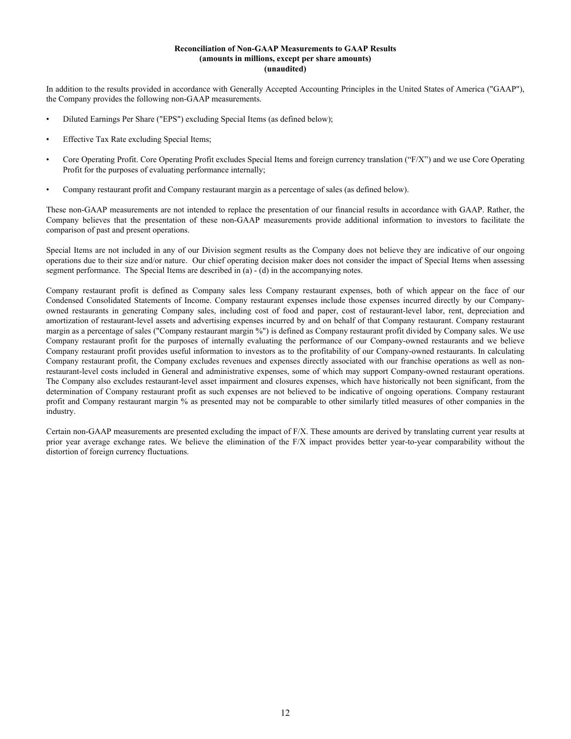**Reconciliation of Non-GAAP Measurements to GAAP Results**
**(amounts in millions, except per share amounts)**
**(unaudited)**

In addition to the results provided in accordance with Generally Accepted Accounting Principles in the United States of America ("GAAP"), the Company provides the following non-GAAP measurements.

- Diluted Earnings Per Share ("EPS") excluding Special Items (as defined below);
- Effective Tax Rate excluding Special Items;
- Core Operating Profit. Core Operating Profit excludes Special Items and foreign currency translation ("F/X") and we use Core Operating Profit for the purposes of evaluating performance internally;
- Company restaurant profit and Company restaurant margin as a percentage of sales (as defined below).

These non-GAAP measurements are not intended to replace the presentation of our financial results in accordance with GAAP. Rather, the Company believes that the presentation of these non-GAAP measurements provide additional information to investors to facilitate the comparison of past and present operations.

Special Items are not included in any of our Division segment results as the Company does not believe they are indicative of our ongoing operations due to their size and/or nature. Our chief operating decision maker does not consider the impact of Special Items when assessing segment performance. The Special Items are described in (a) - (d) in the accompanying notes.

Company restaurant profit is defined as Company sales less Company restaurant expenses, both of which appear on the face of our Condensed Consolidated Statements of Income. Company restaurant expenses include those expenses incurred directly by our Company-owned restaurants in generating Company sales, including cost of food and paper, cost of restaurant-level labor, rent, depreciation and amortization of restaurant-level assets and advertising expenses incurred by and on behalf of that Company restaurant. Company restaurant margin as a percentage of sales ("Company restaurant margin %") is defined as Company restaurant profit divided by Company sales. We use Company restaurant profit for the purposes of internally evaluating the performance of our Company-owned restaurants and we believe Company restaurant profit provides useful information to investors as to the profitability of our Company-owned restaurants. In calculating Company restaurant profit, the Company excludes revenues and expenses directly associated with our franchise operations as well as non-restaurant-level costs included in General and administrative expenses, some of which may support Company-owned restaurant operations. The Company also excludes restaurant-level asset impairment and closures expenses, which have historically not been significant, from the determination of Company restaurant profit as such expenses are not believed to be indicative of ongoing operations. Company restaurant profit and Company restaurant margin % as presented may not be comparable to other similarly titled measures of other companies in the industry.

Certain non-GAAP measurements are presented excluding the impact of F/X. These amounts are derived by translating current year results at prior year average exchange rates. We believe the elimination of the F/X impact provides better year-to-year comparability without the distortion of foreign currency fluctuations.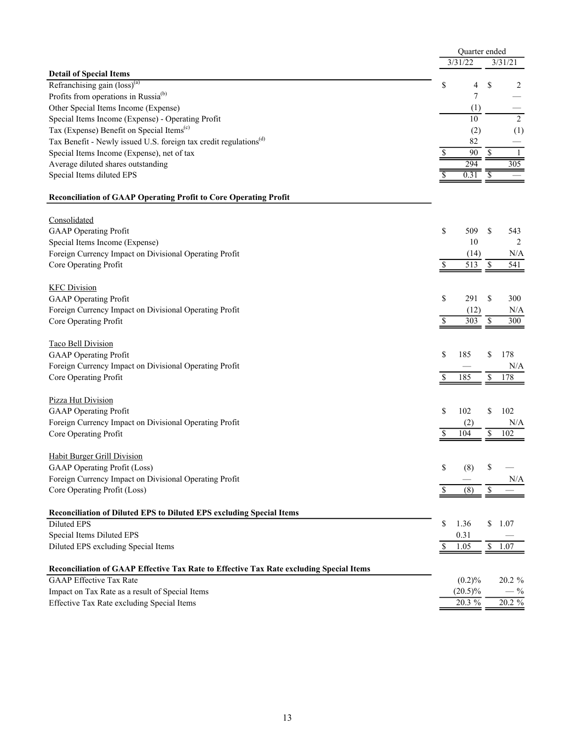| | Quarter ended | |
|---|---|---|
| | 3/31/22 | 3/31/21 |
| **Detail of Special Items** | | |
| Refranchising gain (loss)[(a)] | $ 4 | $ 2 |
| Profits from operations in Russia[(b)] | 7 | — |
| Other Special Items Income (Expense) | (1) | — |
| Special Items Income (Expense) - Operating Profit | 10 | 2 |
| Tax (Expense) Benefit on Special Items[(c)] | (2) | (1) |
| Tax Benefit - Newly issued U.S. foreign tax credit regulations[(d)] | 82 | — |
| Special Items Income (Expense), net of tax | $ 90 | $ 1 |
| Average diluted shares outstanding | 294 | 305 |
| Special Items diluted EPS | $ 0.31 | $ — |
| **Reconciliation of GAAP Operating Profit to Core Operating Profit** | | |
| Consolidated | | |
| GAAP Operating Profit | $ 509 | $ 543 |
| Special Items Income (Expense) | 10 | 2 |
| Foreign Currency Impact on Divisional Operating Profit | (14) | N/A |
| Core Operating Profit | $ 513 | $ 541 |
| KFC Division | | |
| GAAP Operating Profit | $ 291 | $ 300 |
| Foreign Currency Impact on Divisional Operating Profit | (12) | N/A |
| Core Operating Profit | $ 303 | $ 300 |
| Taco Bell Division | | |
| GAAP Operating Profit | $ 185 | $ 178 |
| Foreign Currency Impact on Divisional Operating Profit | — | N/A |
| Core Operating Profit | $ 185 | $ 178 |
| Pizza Hut Division | | |
| GAAP Operating Profit | $ 102 | $ 102 |
| Foreign Currency Impact on Divisional Operating Profit | (2) | N/A |
| Core Operating Profit | $ 104 | $ 102 |
| Habit Burger Grill Division | | |
| GAAP Operating Profit (Loss) | $ (8) | $ — |
| Foreign Currency Impact on Divisional Operating Profit | — | N/A |
| Core Operating Profit (Loss) | $ (8) | $ — |
| **Reconciliation of Diluted EPS to Diluted EPS excluding Special Items** | | |
| Diluted EPS | $ 1.36 | $ 1.07 |
| Special Items Diluted EPS | 0.31 | — |
| Diluted EPS excluding Special Items | $ 1.05 | $ 1.07 |
| **Reconciliation of GAAP Effective Tax Rate to Effective Tax Rate excluding Special Items** | | |
| GAAP Effective Tax Rate | (0.2)% | 20.2 % |
| Impact on Tax Rate as a result of Special Items | (20.5)% | — % |
| Effective Tax Rate excluding Special Items | 20.3 % | 20.2 % |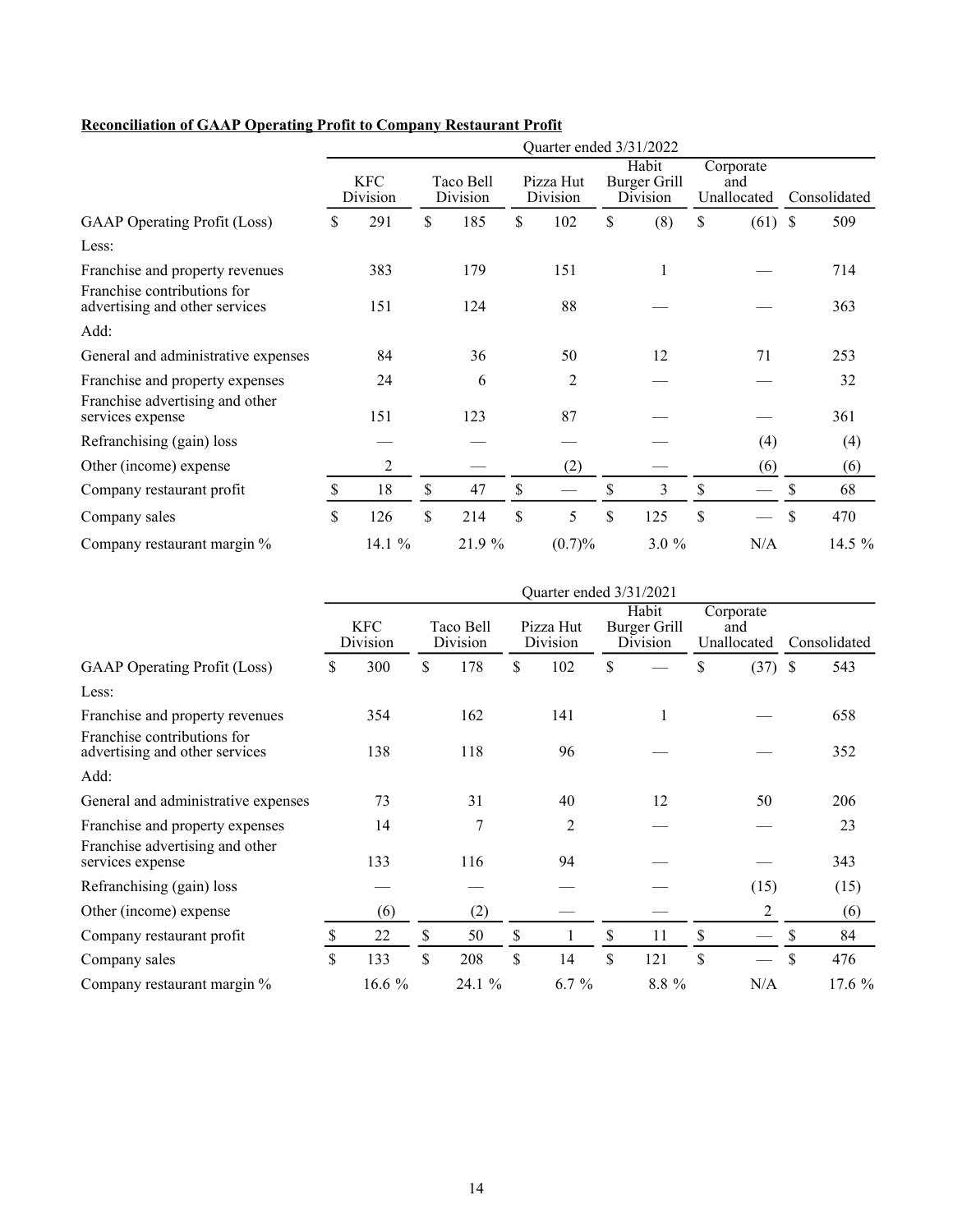**Reconciliation of GAAP Operating Profit to Company Restaurant Profit**

| | Quarter ended 3/31/2022 | | | | | |
|---|---|---|---|---|---|---|
| | KFC Division | Taco Bell Division | Pizza Hut Division | Habit Burger Grill Division | Corporate and Unallocated | Consolidated |
| GAAP Operating Profit (Loss) | $ 291 | $ 185 | $ 102 | $ (8) | $ (61) | $ 509 |
| Less: | | | | | | |
| Franchise and property revenues | 383 | 179 | 151 | 1 | — | 714 |
| Franchise contributions for advertising and other services | 151 | 124 | 88 | — | — | 363 |
| Add: | | | | | | |
| General and administrative expenses | 84 | 36 | 50 | 12 | 71 | 253 |
| Franchise and property expenses | 24 | 6 | 2 | — | — | 32 |
| Franchise advertising and other services expense | 151 | 123 | 87 | — | — | 361 |
| Refranchising (gain) loss | — | — | — | — | (4) | (4) |
| Other (income) expense | 2 | — | (2) | — | (6) | (6) |
| Company restaurant profit | $ 18 | $ 47 | $ — | $ 3 | $ — | $ 68 |
| Company sales | $ 126 | $ 214 | $ 5 | $ 125 | $ — | $ 470 |
| Company restaurant margin % | 14.1 % | 21.9 % | (0.7)% | 3.0 % | N/A | 14.5 % |

| | Quarter ended 3/31/2021 | | | | | |
|---|---|---|---|---|---|---|
| | KFC Division | Taco Bell Division | Pizza Hut Division | Habit Burger Grill Division | Corporate and Unallocated | Consolidated |
| GAAP Operating Profit (Loss) | $ 300 | $ 178 | $ 102 | $ — | $ (37) | $ 543 |
| Less: | | | | | | |
| Franchise and property revenues | 354 | 162 | 141 | 1 | — | 658 |
| Franchise contributions for advertising and other services | 138 | 118 | 96 | — | — | 352 |
| Add: | | | | | | |
| General and administrative expenses | 73 | 31 | 40 | 12 | 50 | 206 |
| Franchise and property expenses | 14 | 7 | 2 | — | — | 23 |
| Franchise advertising and other services expense | 133 | 116 | 94 | — | — | 343 |
| Refranchising (gain) loss | — | — | — | — | (15) | (15) |
| Other (income) expense | (6) | (2) | — | — | 2 | (6) |
| Company restaurant profit | $ 22 | $ 50 | $ 1 | $ 11 | $ — | $ 84 |
| Company sales | $ 133 | $ 208 | $ 14 | $ 121 | $ — | $ 476 |
| Company restaurant margin % | 16.6 % | 24.1 % | 6.7 % | 8.8 % | N/A | 17.6 % |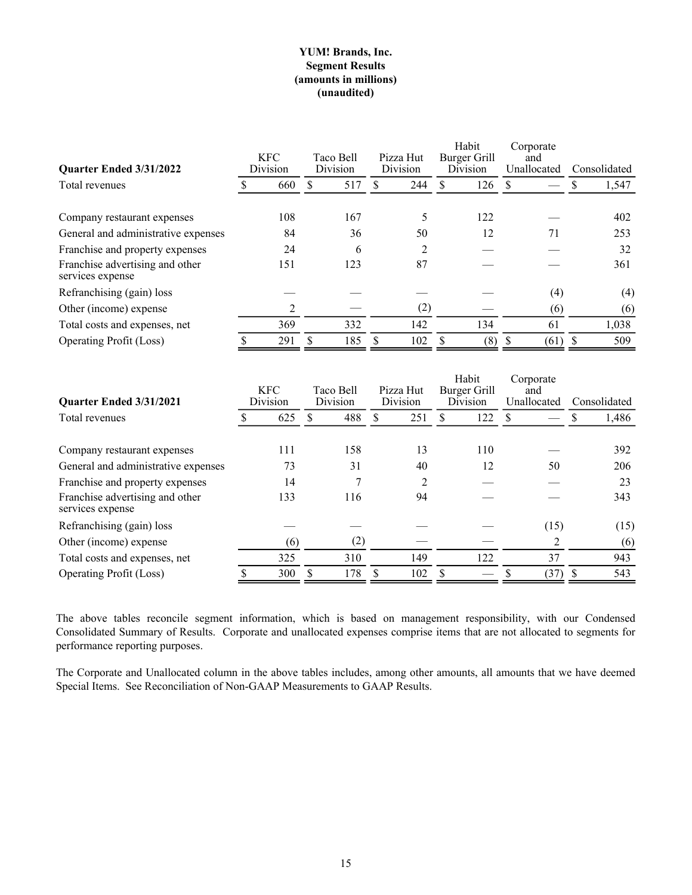**YUM! Brands, Inc.**
**Segment Results**
**(amounts in millions)**
**(unaudited)**

| Quarter Ended 3/31/2022 | KFC Division | Taco Bell Division | Pizza Hut Division | Habit Burger Grill Division | Corporate and Unallocated | Consolidated |
|---|---|---|---|---|---|---|
| Total revenues | $ 660 | $ 517 | $ 244 | $ 126 | $ — | $ 1,547 |
| Company restaurant expenses | 108 | 167 | 5 | 122 | — | 402 |
| General and administrative expenses | 84 | 36 | 50 | 12 | 71 | 253 |
| Franchise and property expenses | 24 | 6 | 2 | — | — | 32 |
| Franchise advertising and other services expense | 151 | 123 | 87 | — | — | 361 |
| Refranchising (gain) loss | — | — | — | — | (4) | (4) |
| Other (income) expense | 2 | — | (2) | — | (6) | (6) |
| Total costs and expenses, net | 369 | 332 | 142 | 134 | 61 | 1,038 |
| Operating Profit (Loss) | $ 291 | $ 185 | $ 102 | $ (8) | $ (61) | $ 509 |

| Quarter Ended 3/31/2021 | KFC Division | Taco Bell Division | Pizza Hut Division | Habit Burger Grill Division | Corporate and Unallocated | Consolidated |
|---|---|---|---|---|---|---|
| Total revenues | $ 625 | $ 488 | $ 251 | $ 122 | $ — | $ 1,486 |
| Company restaurant expenses | 111 | 158 | 13 | 110 | — | 392 |
| General and administrative expenses | 73 | 31 | 40 | 12 | 50 | 206 |
| Franchise and property expenses | 14 | 7 | 2 | — | — | 23 |
| Franchise advertising and other services expense | 133 | 116 | 94 | — | — | 343 |
| Refranchising (gain) loss | — | — | — | — | (15) | (15) |
| Other (income) expense | (6) | (2) | — | — | 2 | (6) |
| Total costs and expenses, net | 325 | 310 | 149 | 122 | 37 | 943 |
| Operating Profit (Loss) | $ 300 | $ 178 | $ 102 | $ — | $ (37) | $ 543 |

The above tables reconcile segment information, which is based on management responsibility, with our Condensed Consolidated Summary of Results. Corporate and unallocated expenses comprise items that are not allocated to segments for performance reporting purposes.

The Corporate and Unallocated column in the above tables includes, among other amounts, all amounts that we have deemed Special Items. See Reconciliation of Non-GAAP Measurements to GAAP Results.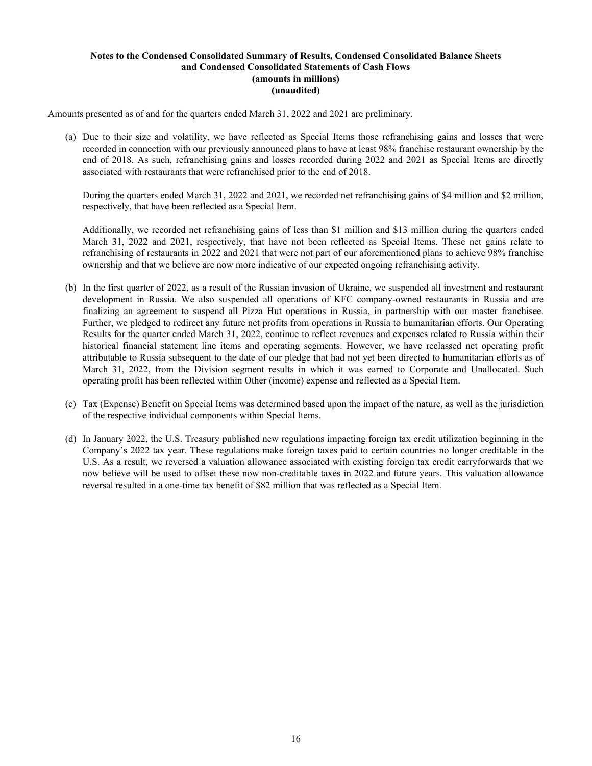**Notes to the Condensed Consolidated Summary of Results, Condensed Consolidated Balance Sheets and Condensed Consolidated Statements of Cash Flows (amounts in millions) (unaudited)**

Amounts presented as of and for the quarters ended March 31, 2022 and 2021 are preliminary.

(a) Due to their size and volatility, we have reflected as Special Items those refranchising gains and losses that were recorded in connection with our previously announced plans to have at least 98% franchise restaurant ownership by the end of 2018. As such, refranchising gains and losses recorded during 2022 and 2021 as Special Items are directly associated with restaurants that were refranchised prior to the end of 2018.

During the quarters ended March 31, 2022 and 2021, we recorded net refranchising gains of $4 million and $2 million, respectively, that have been reflected as a Special Item.

Additionally, we recorded net refranchising gains of less than $1 million and $13 million during the quarters ended March 31, 2022 and 2021, respectively, that have not been reflected as Special Items. These net gains relate to refranchising of restaurants in 2022 and 2021 that were not part of our aforementioned plans to achieve 98% franchise ownership and that we believe are now more indicative of our expected ongoing refranchising activity.

(b) In the first quarter of 2022, as a result of the Russian invasion of Ukraine, we suspended all investment and restaurant development in Russia. We also suspended all operations of KFC company-owned restaurants in Russia and are finalizing an agreement to suspend all Pizza Hut operations in Russia, in partnership with our master franchisee. Further, we pledged to redirect any future net profits from operations in Russia to humanitarian efforts. Our Operating Results for the quarter ended March 31, 2022, continue to reflect revenues and expenses related to Russia within their historical financial statement line items and operating segments. However, we have reclassed net operating profit attributable to Russia subsequent to the date of our pledge that had not yet been directed to humanitarian efforts as of March 31, 2022, from the Division segment results in which it was earned to Corporate and Unallocated. Such operating profit has been reflected within Other (income) expense and reflected as a Special Item.

(c) Tax (Expense) Benefit on Special Items was determined based upon the impact of the nature, as well as the jurisdiction of the respective individual components within Special Items.

(d) In January 2022, the U.S. Treasury published new regulations impacting foreign tax credit utilization beginning in the Company's 2022 tax year. These regulations make foreign taxes paid to certain countries no longer creditable in the U.S. As a result, we reversed a valuation allowance associated with existing foreign tax credit carryforwards that we now believe will be used to offset these now non-creditable taxes in 2022 and future years. This valuation allowance reversal resulted in a one-time tax benefit of $82 million that was reflected as a Special Item.